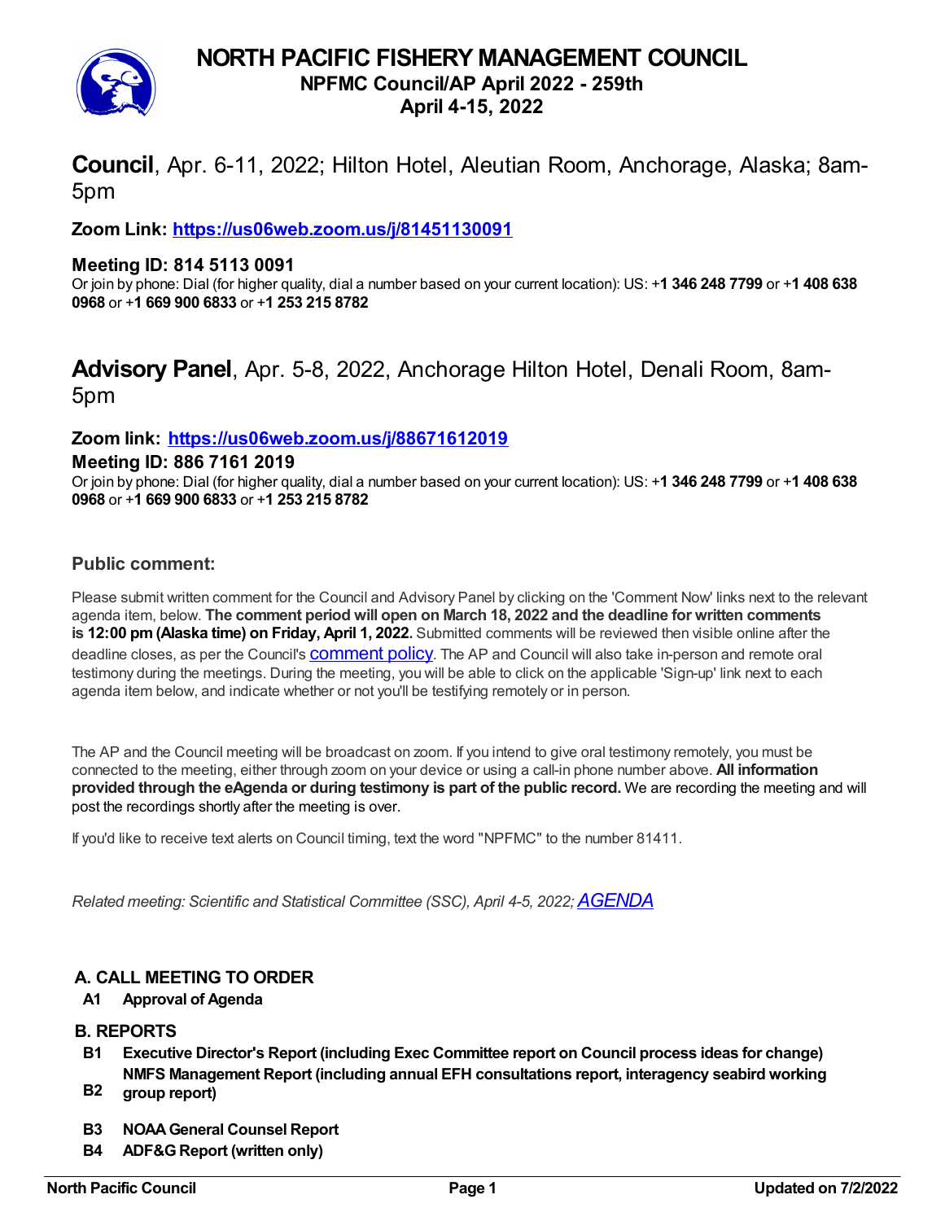# NORTH PACIFIC FISHERY MANAGEMENT COUNCIL
## NPFMC Council/AP April 2022 - 259th
## April 4-15, 2022

**Council**, Apr. 6-11, 2022; Hilton Hotel, Aleutian Room, Anchorage, Alaska; 8am-5pm

**Zoom Link: [https://us06web.zoom.us/j/81451130091](https://us06web.zoom.us/j/81451130091)**

**Meeting ID: 814 5113 0091**
Or join by phone: Dial (for higher quality, dial a number based on your current location): US: +**1 346 248 7799** or +**1 408 638 0968** or +**1 669 900 6833** or +**1 253 215 8782**

**Advisory Panel**, Apr. 5-8, 2022, Anchorage Hilton Hotel, Denali Room, 8am-5pm

**Zoom link: [https://us06web.zoom.us/j/88671612019](https://us06web.zoom.us/j/88671612019)**
**Meeting ID: 886 7161 2019**
Or join by phone: Dial (for higher quality, dial a number based on your current location): US: +**1 346 248 7799** or +**1 408 638 0968** or +**1 669 900 6833** or +**1 253 215 8782**

### Public comment:

Please submit written comment for the Council and Advisory Panel by clicking on the 'Comment Now' links next to the relevant agenda item, below. **The comment period will open on March 18, 2022 and the deadline for written comments is 12:00 pm (Alaska time) on Friday, April 1, 2022.** Submitted comments will be reviewed then visible online after the deadline closes, as per the Council's comment policy. The AP and Council will also take in-person and remote oral testimony during the meetings. During the meeting, you will be able to click on the applicable 'Sign-up' link next to each agenda item below, and indicate whether or not you'll be testifying remotely or in person.

The AP and the Council meeting will be broadcast on zoom. If you intend to give oral testimony remotely, you must be connected to the meeting, either through zoom on your device or using a call-in phone number above. **All information provided through the eAgenda or during testimony is part of the public record.** We are recording the meeting and will post the recordings shortly after the meeting is over.

If you'd like to receive text alerts on Council timing, text the word "NPFMC" to the number 81411.

*Related meeting: Scientific and Statistical Committee (SSC), April 4-5, 2022; AGENDA*

### A. CALL MEETING TO ORDER

**A1 Approval of Agenda**

### B. REPORTS

**B1 Executive Director's Report (including Exec Committee report on Council process ideas for change)**

**B2 NMFS Management Report (including annual EFH consultations report, interagency seabird working group report)**

**B3 NOAA General Counsel Report**

**B4 ADF&G Report (written only)**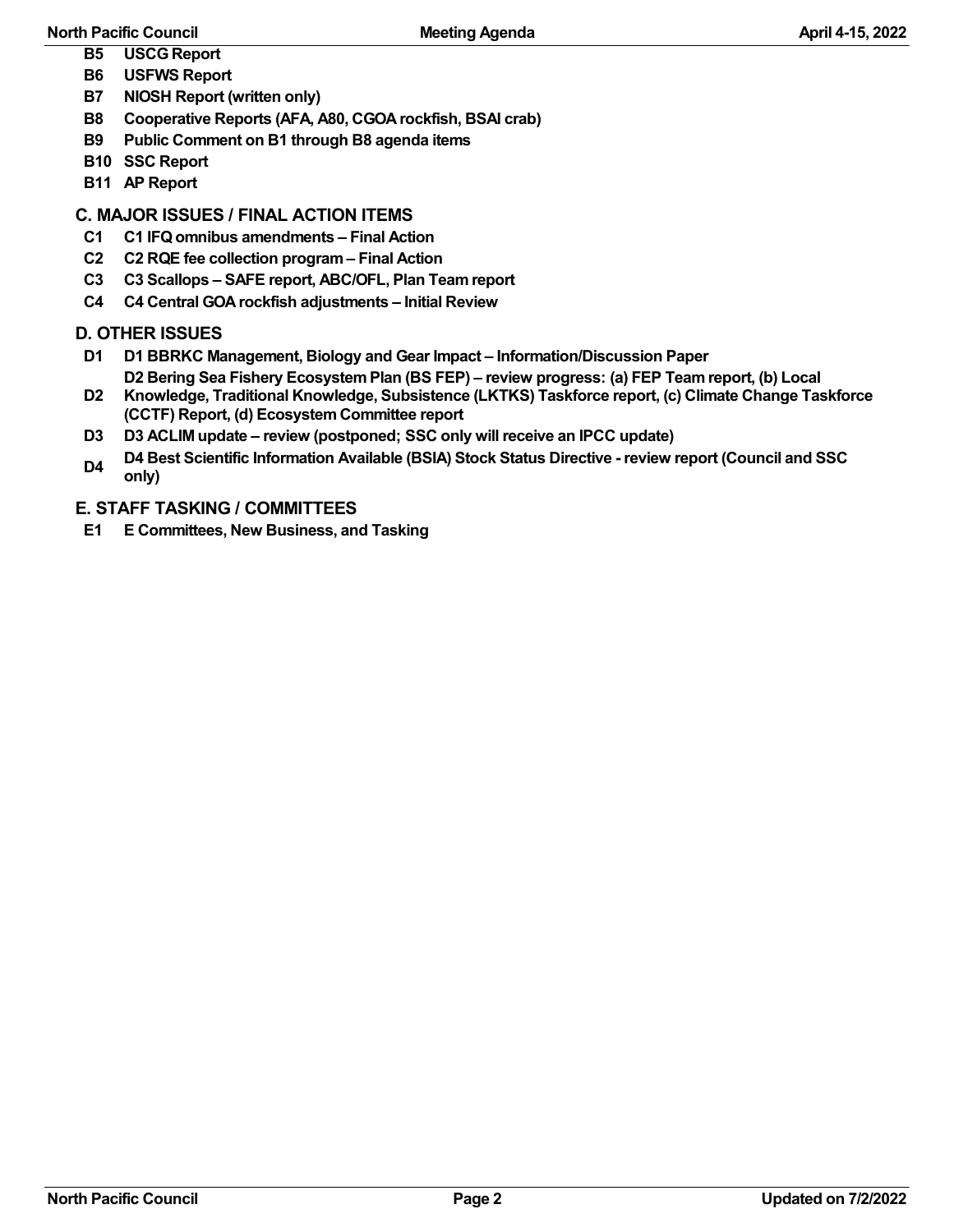- **B5 USCG Report**
- **B6 USFWS Report**
- **B7 NIOSH Report (written only)**
- **B8 Cooperative Reports (AFA, A80, CGOA rockfish, BSAI crab)**
- **B9 Public Comment on B1 through B8 agenda items**
- **B10 SSC Report**
- **B11 AP Report**

## C. MAJOR ISSUES / FINAL ACTION ITEMS

- **C1 C1 IFQ omnibus amendments – Final Action**
- **C2 C2 RQE fee collection program – Final Action**
- **C3 C3 Scallops – SAFE report, ABC/OFL, Plan Team report**
- **C4 C4 Central GOA rockfish adjustments – Initial Review**

## D. OTHER ISSUES

- **D1 D1 BBRKC Management, Biology and Gear Impact – Information/Discussion Paper**
- **D2 D2 Bering Sea Fishery Ecosystem Plan (BS FEP) – review progress: (a) FEP Team report, (b) Local Knowledge, Traditional Knowledge, Subsistence (LKTKS) Taskforce report, (c) Climate Change Taskforce (CCTF) Report, (d) Ecosystem Committee report**
- **D3 D3 ACLIM update – review (postponed; SSC only will receive an IPCC update)**
- **D4 D4 Best Scientific Information Available (BSIA) Stock Status Directive - review report (Council and SSC only)**

## E. STAFF TASKING / COMMITTEES

- **E1 E Committees, New Business, and Tasking**